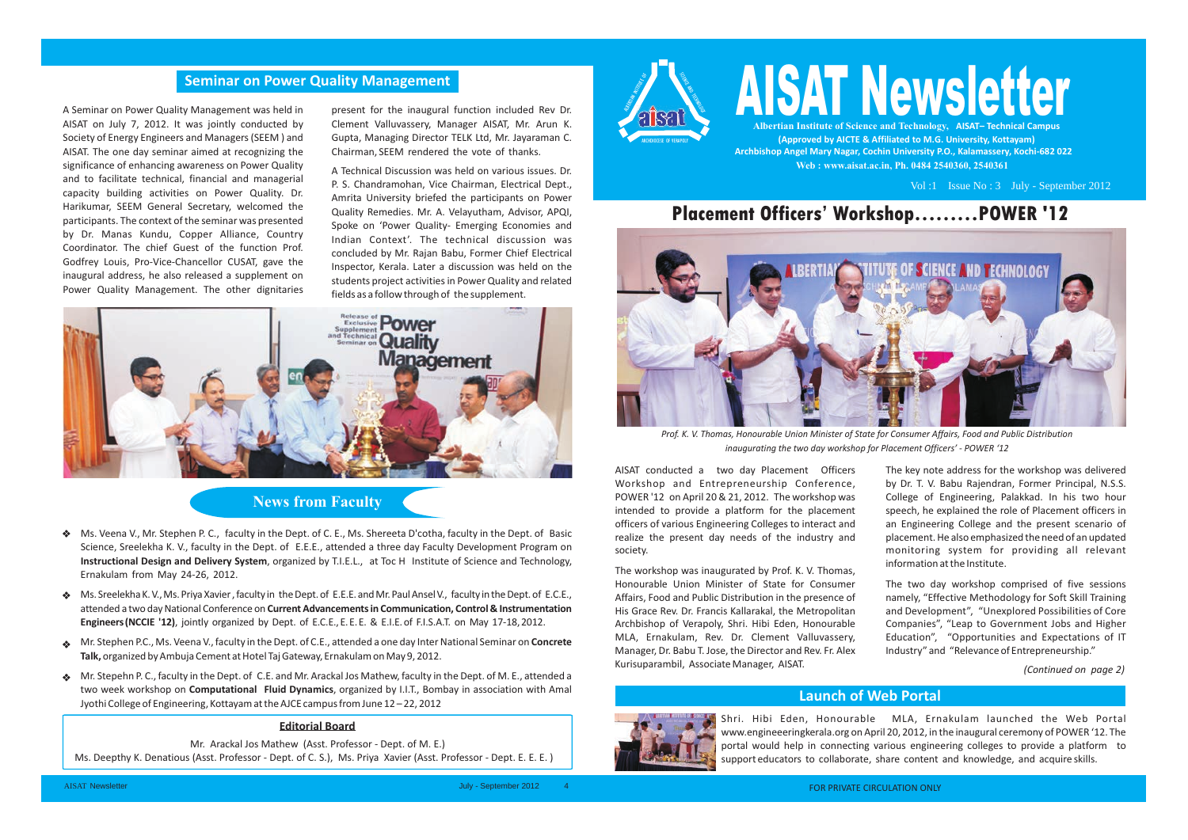# AISAT Newsletter

**Albertian Institute of Science and Technology, AISAT– Technical Campus**
**(Approved by AICTE & Affiliated to M.G. University, Kottayam)**
**Archbishop Angel Mary Nagar, Cochin University P.O., Kalamassery, Kochi-682 022**
**Web : www.aisat.ac.in, Ph. 0484 2540360, 2540361**

Vol :1 Issue No : 3 July - September 2012

## Placement Officers' Workshop.........POWER '12

*Prof. K. V. Thomas, Honourable Union Minister of State for Consumer Affairs, Food and Public Distribution inaugurating the two day workshop for Placement Officers' - POWER '12*

AISAT conducted a two day Placement Officers Workshop and Entrepreneurship Conference, POWER '12 on April 20 & 21, 2012. The workshop was intended to provide a platform for the placement officers of various Engineering Colleges to interact and realize the present day needs of the industry and society.

The workshop was inaugurated by Prof. K. V. Thomas, Honourable Union Minister of State for Consumer Affairs, Food and Public Distribution in the presence of His Grace Rev. Dr. Francis Kallarakal, the Metropolitan Archbishop of Verapoly, Shri. Hibi Eden, Honourable MLA, Ernakulam, Rev. Dr. Clement Valluvassery, Manager, Dr. Babu T. Jose, the Director and Rev. Fr. Alex Kurisuparambil, Associate Manager, AISAT.

The key note address for the workshop was delivered by Dr. T. V. Babu Rajendran, Former Principal, N.S.S. College of Engineering, Palakkad. In his two hour speech, he explained the role of Placement officers in an Engineering College and the present scenario of placement. He also emphasized the need of an updated monitoring system for providing all relevant information at the Institute.

The two day workshop comprised of five sessions namely, "Effective Methodology for Soft Skill Training and Development", "Unexplored Possibilities of Core Companies", "Leap to Government Jobs and Higher Education", "Opportunities and Expectations of IT Industry" and "Relevance of Entrepreneurship."

*(Continued on page 2)*

## Launch of Web Portal

Shri. Hibi Eden, Honourable MLA, Ernakulam launched the Web Portal www.engineeeringkerala.org on April 20, 2012, in the inaugural ceremony of POWER '12. The portal would help in connecting various engineering colleges to provide a platform to support educators to collaborate, share content and knowledge, and acquire skills.

## Seminar on Power Quality Management

A Seminar on Power Quality Management was held in AISAT on July 7, 2012. It was jointly conducted by Society of Energy Engineers and Managers (SEEM ) and AISAT. The one day seminar aimed at recognizing the significance of enhancing awareness on Power Quality and to facilitate technical, financial and managerial capacity building activities on Power Quality. Dr. Harikumar, SEEM General Secretary, welcomed the participants. The context of the seminar was presented by Dr. Manas Kundu, Copper Alliance, Country Coordinator. The chief Guest of the function Prof. Godfrey Louis, Pro-Vice-Chancellor CUSAT, gave the inaugural address, he also released a supplement on Power Quality Management. The other dignitaries present for the inaugural function included Rev Dr. Clement Valluvassery, Manager AISAT, Mr. Arun K. Gupta, Managing Director TELK Ltd, Mr. Jayaraman C. Chairman, SEEM rendered the vote of thanks.

A Technical Discussion was held on various issues. Dr. P. S. Chandramohan, Vice Chairman, Electrical Dept., Amrita University briefed the participants on Power Quality Remedies. Mr. A. Velayutham, Advisor, APQI, Spoke on 'Power Quality- Emerging Economies and Indian Context'. The technical discussion was concluded by Mr. Rajan Babu, Former Chief Electrical Inspector, Kerala. Later a discussion was held on the students project activities in Power Quality and related fields as a follow through of the supplement.

## News from Faculty

- Ms. Veena V., Mr. Stephen P. C., faculty in the Dept. of C. E., Ms. Shereeta D'cotha, faculty in the Dept. of Basic Science, Sreelekha K. V., faculty in the Dept. of E.E.E., attended a three day Faculty Development Program on **Instructional Design and Delivery System**, organized by T.I.E.L., at Toc H Institute of Science and Technology, Ernakulam from May 24-26, 2012.
- Ms. Sreelekha K. V., Ms. Priya Xavier , faculty in the Dept. of E.E.E. and Mr. Paul Ansel V., faculty in the Dept. of E.C.E., attended a two day National Conference on **Current Advancements in Communication, Control & Instrumentation Engineers (NCCIE '12)**, jointly organized by Dept. of E.C.E., E. E. E. & E.I.E. of F.I.S.A.T. on May 17-18, 2012.
- Mr. Stephen P.C., Ms. Veena V., faculty in the Dept. of C.E., attended a one day Inter National Seminar on **Concrete Talk,** organized by Ambuja Cement at Hotel Taj Gateway, Ernakulam on May 9, 2012.
- Mr. Stepehn P. C., faculty in the Dept. of C.E. and Mr. Arackal Jos Mathew, faculty in the Dept. of M. E., attended a two week workshop on **Computational Fluid Dynamics**, organized by I.I.T., Bombay in association with Amal Jyothi College of Engineering, Kottayam at the AJCE campus from June 12 – 22, 2012

### Editorial Board

Mr. Arackal Jos Mathew (Asst. Professor - Dept. of M. E.)
Ms. Deepthy K. Denatious (Asst. Professor - Dept. of C. S.), Ms. Priya Xavier (Asst. Professor - Dept. E. E. E. )

FOR PRIVATE CIRCULATION ONLY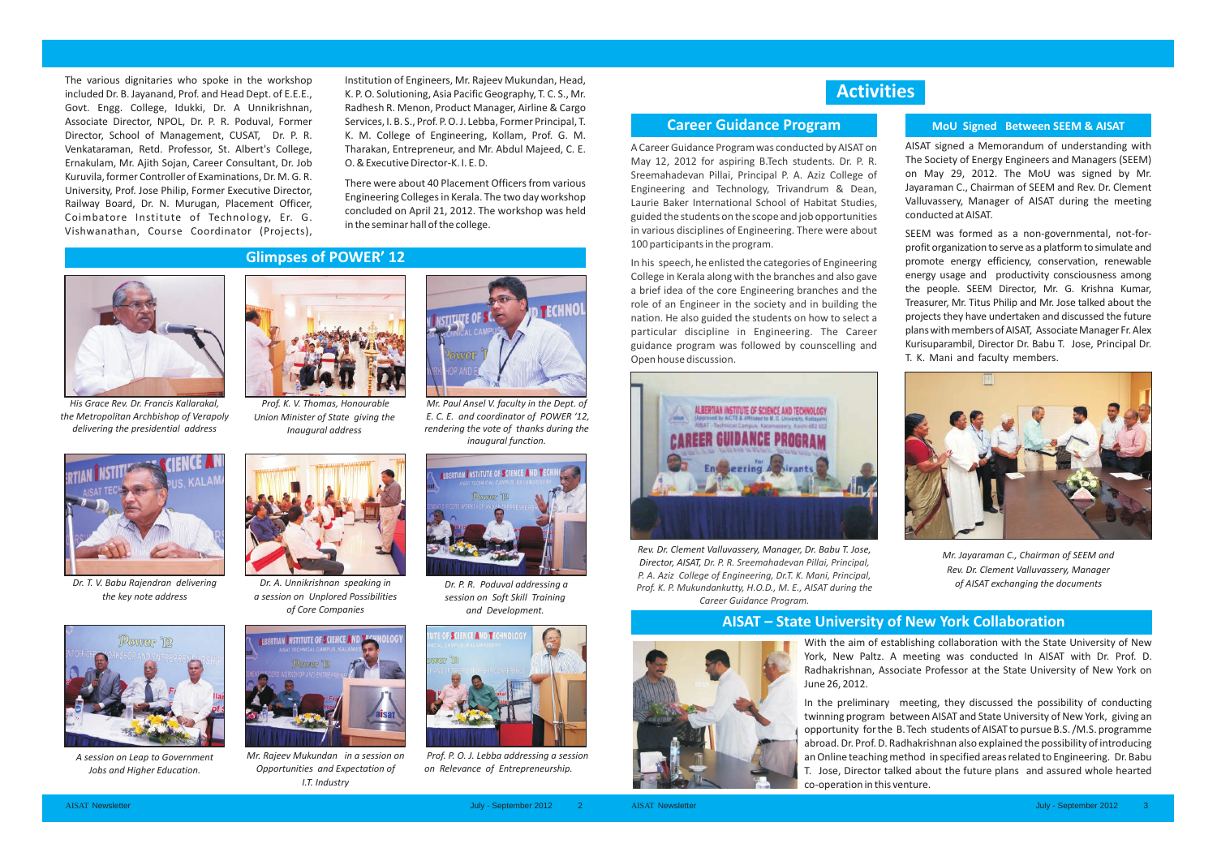The various dignitaries who spoke in the workshop included Dr. B. Jayanand, Prof. and Head Dept. of E.E.E., Govt. Engg. College, Idukki, Dr. A Unnikrishnan, Associate Director, NPOL, Dr. P. R. Poduval, Former Director, School of Management, CUSAT, Dr. P. R. Venkataraman, Retd. Professor, St. Albert's College, Ernakulam, Mr. Ajith Sojan, Career Consultant, Dr. Job Kuruvila, former Controller of Examinations, Dr. M. G. R. University, Prof. Jose Philip, Former Executive Director, Railway Board, Dr. N. Murugan, Placement Officer, Coimbatore Institute of Technology, Er. G. Vishwanathan, Course Coordinator (Projects), Institution of Engineers, Mr. Rajeev Mukundan, Head, K. P. O. Solutioning, Asia Pacific Geography, T. C. S., Mr. Radhesh R. Menon, Product Manager, Airline & Cargo Services, I. B. S., Prof. P. O. J. Lebba, Former Principal, T. K. M. College of Engineering, Kollam, Prof. G. M. Tharakan, Entrepreneur, and Mr. Abdul Majeed, C. E. O. & Executive Director-K. I. E. D.

There were about 40 Placement Officers from various Engineering Colleges in Kerala. The two day workshop concluded on April 21, 2012. The workshop was held in the seminar hall of the college.

## Glimpses of POWER' 12

*His Grace Rev. Dr. Francis Kallarakal, the Metropolitan Archbishop of Verapoly delivering the presidential address*

*Prof. K. V. Thomas, Honourable Union Minister of State giving the Inaugural address*

*Mr. Paul Ansel V. faculty in the Dept. of E. C. E. and coordinator of POWER '12, rendering the vote of thanks during the inaugural function.*

*Dr. T. V. Babu Rajendran delivering the key note address*

*Dr. A. Unnikrishnan speaking in a session on Unplored Possibilities of Core Companies*

*Dr. P. R. Poduval addressing a session on Soft Skill Training and Development.*

*A session on Leap to Government Jobs and Higher Education.*

*Mr. Rajeev Mukundan in a session on Opportunities and Expectation of I.T. Industry*

*Prof. P. O. J. Lebba addressing a session on Relevance of Entrepreneurship.*

# Activities

## Career Guidance Program

A Career Guidance Program was conducted by AISAT on May 12, 2012 for aspiring B.Tech students. Dr. P. R. Sreemahadevan Pillai, Principal P. A. Aziz College of Engineering and Technology, Trivandrum & Dean, Laurie Baker International School of Habitat Studies, guided the students on the scope and job opportunities in various disciplines of Engineering. There were about 100 participants in the program.

In his speech, he enlisted the categories of Engineering College in Kerala along with the branches and also gave a brief idea of the core Engineering branches and the role of an Engineer in the society and in building the nation. He also guided the students on how to select a particular discipline in Engineering. The Career guidance program was followed by counselling and Open house discussion.

*Rev. Dr. Clement Valluvassery, Manager, Dr. Babu T. Jose, Director, AISAT, Dr. P. R. Sreemahadevan Pillai, Principal, P. A. Aziz College of Engineering, Dr.T. K. Mani, Principal, Prof. K. P. Mukundankutty, H.O.D., M. E., AISAT during the Career Guidance Program.*

## MoU Signed Between SEEM & AISAT

AISAT signed a Memorandum of understanding with The Society of Energy Engineers and Managers (SEEM) on May 29, 2012. The MoU was signed by Mr. Jayaraman C., Chairman of SEEM and Rev. Dr. Clement Valluvassery, Manager of AISAT during the meeting conducted at AISAT.

SEEM was formed as a non-governmental, not-for-profit organization to serve as a platform to simulate and promote energy efficiency, conservation, renewable energy usage and productivity consciousness among the people. SEEM Director, Mr. G. Krishna Kumar, Treasurer, Mr. Titus Philip and Mr. Jose talked about the projects they have undertaken and discussed the future plans with members of AISAT, Associate Manager Fr. Alex Kurisuparambil, Director Dr. Babu T. Jose, Principal Dr. T. K. Mani and faculty members.

*Mr. Jayaraman C., Chairman of SEEM and Rev. Dr. Clement Valluvassery, Manager of AISAT exchanging the documents*

## AISAT – State University of New York Collaboration

With the aim of establishing collaboration with the State University of New York, New Paltz. A meeting was conducted In AISAT with Dr. Prof. D. Radhakrishnan, Associate Professor at the State University of New York on June 26, 2012.

In the preliminary meeting, they discussed the possibility of conducting twinning program between AISAT and State University of New York, giving an opportunity for the B. Tech students of AISAT to pursue B.S. /M.S. programme abroad. Dr. Prof. D. Radhakrishnan also explained the possibility of introducing an Online teaching method in specified areas related to Engineering. Dr. Babu T. Jose, Director talked about the future plans and assured whole hearted co-operation in this venture.